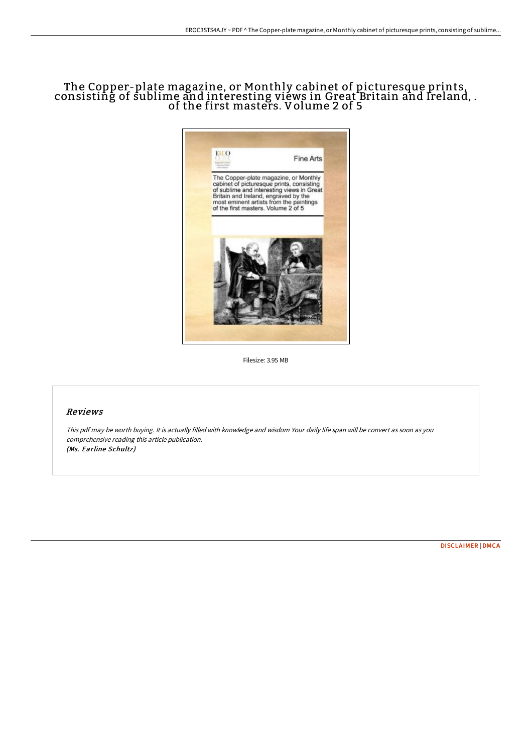# The Copper-plate magazine, or Monthly cabinet of picturesque prints, consisting of sublime and interesting views in Great Britain and Ireland, . of the first masters. Volume 2 of 5

Filesize: 3.95 MB

## Reviews

*This pdf may be worth buying. It is actually filled with knowledge and wisdom Your daily life span will be convert as soon as you comprehensive reading this article publication.*
*(Ms. Earline Schultz)*

DISCLAIMER | DMCA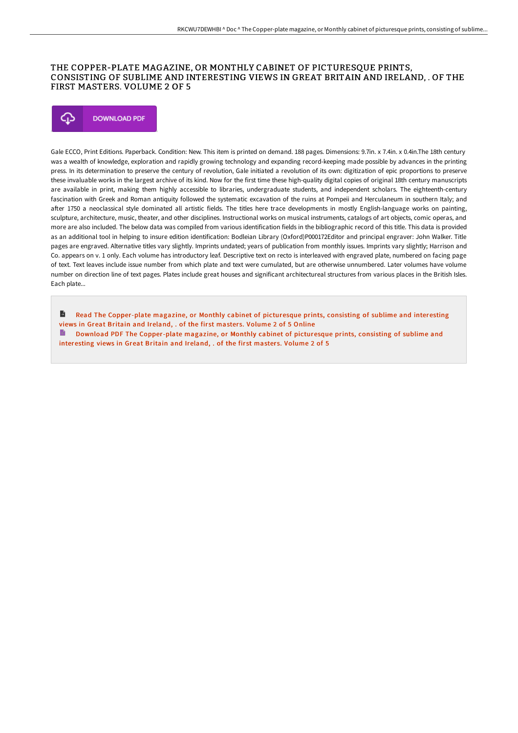# THE COPPER-PLATE MAGAZINE, OR MONTHLY CABINET OF PICTURESQUE PRINTS, CONSISTING OF SUBLIME AND INTERESTING VIEWS IN GREAT BRITAIN AND IRELAND, . OF THE FIRST MASTERS. VOLUME 2 OF 5

DOWNLOAD PDF

Gale ECCO, Print Editions. Paperback. Condition: New. This item is printed on demand. 188 pages. Dimensions: 9.7in. x 7.4in. x 0.4in.The 18th century was a wealth of knowledge, exploration and rapidly growing technology and expanding record-keeping made possible by advances in the printing press. In its determination to preserve the century of revolution, Gale initiated a revolution of its own: digitization of epic proportions to preserve these invaluable works in the largest archive of its kind. Now for the first time these high-quality digital copies of original 18th century manuscripts are available in print, making them highly accessible to libraries, undergraduate students, and independent scholars. The eighteenth-century fascination with Greek and Roman antiquity followed the systematic excavation of the ruins at Pompeii and Herculaneum in southern Italy; and after 1750 a neoclassical style dominated all artistic fields. The titles here trace developments in mostly English-language works on painting, sculpture, architecture, music, theater, and other disciplines. Instructional works on musical instruments, catalogs of art objects, comic operas, and more are also included. The below data was compiled from various identification fields in the bibliographic record of this title. This data is provided as an additional tool in helping to insure edition identification: Bodleian Library (Oxford)P000172Editor and principal engraver: John Walker. Title pages are engraved. Alternative titles vary slightly. Imprints undated; years of publication from monthly issues. Imprints vary slightly; Harrison and Co. appears on v. 1 only. Each volume has introductory leaf. Descriptive text on recto is interleaved with engraved plate, numbered on facing page of text. Text leaves include issue number from which plate and text were cumulated, but are otherwise unnumbered. Later volumes have volume number on direction line of text pages. Plates include great houses and significant architectureal structures from various places in the British Isles. Each plate...

Read The Copper-plate magazine, or Monthly cabinet of picturesque prints, consisting of sublime and interesting views in Great Britain and Ireland, . of the first masters. Volume 2 of 5 Online

Download PDF The Copper-plate magazine, or Monthly cabinet of picturesque prints, consisting of sublime and interesting views in Great Britain and Ireland, . of the first masters. Volume 2 of 5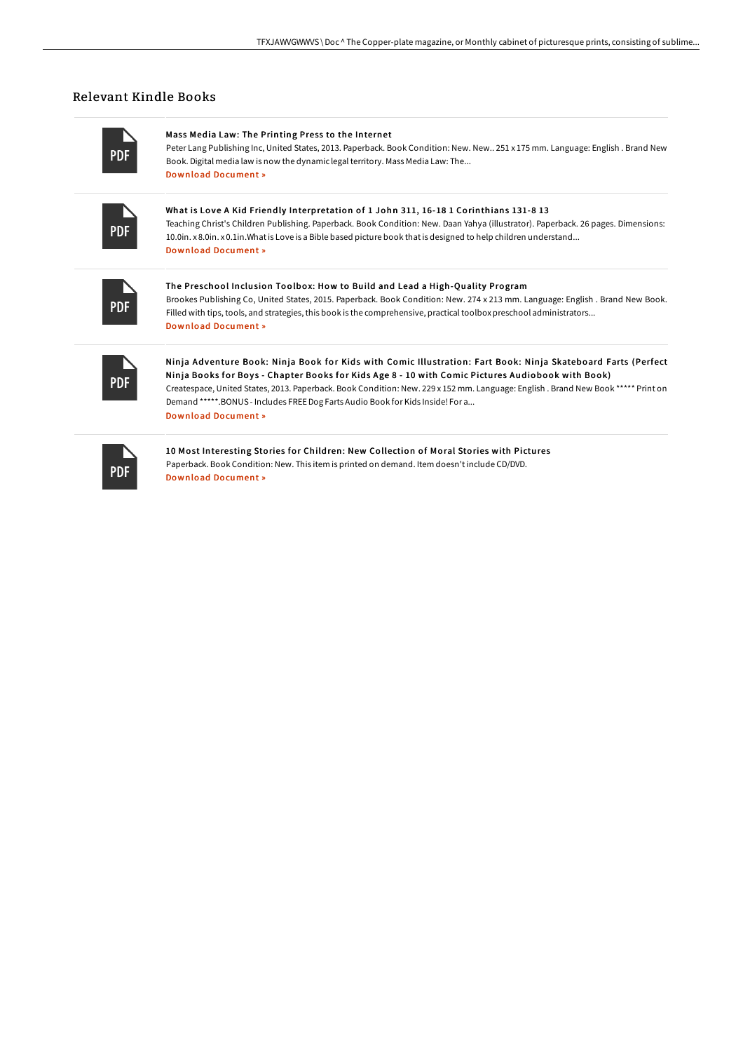## Relevant Kindle Books

**Mass Media Law: The Printing Press to the Internet**

Peter Lang Publishing Inc, United States, 2013. Paperback. Book Condition: New. New.. 251 x 175 mm. Language: English . Brand New Book. Digital media law is now the dynamic legal territory. Mass Media Law: The...

Download Document »

**What is Love A Kid Friendly Interpretation of 1 John 311, 16-18 1 Corinthians 131-8 13**

Teaching Christ's Children Publishing. Paperback. Book Condition: New. Daan Yahya (illustrator). Paperback. 26 pages. Dimensions: 10.0in. x 8.0in. x 0.1in.What is Love is a Bible based picture book that is designed to help children understand...

Download Document »

**The Preschool Inclusion Toolbox: How to Build and Lead a High-Quality Program**

Brookes Publishing Co, United States, 2015. Paperback. Book Condition: New. 274 x 213 mm. Language: English . Brand New Book. Filled with tips, tools, and strategies, this book is the comprehensive, practical toolbox preschool administrators...

Download Document »

**Ninja Adventure Book: Ninja Book for Kids with Comic Illustration: Fart Book: Ninja Skateboard Farts (Perfect Ninja Books for Boys - Chapter Books for Kids Age 8 - 10 with Comic Pictures Audiobook with Book)**

Createspace, United States, 2013. Paperback. Book Condition: New. 229 x 152 mm. Language: English . Brand New Book ***** Print on Demand *****.BONUS - Includes FREE Dog Farts Audio Book for Kids Inside! For a...

Download Document »

**10 Most Interesting Stories for Children: New Collection of Moral Stories with Pictures**

Paperback. Book Condition: New. This item is printed on demand. Item doesn't include CD/DVD.

Download Document »